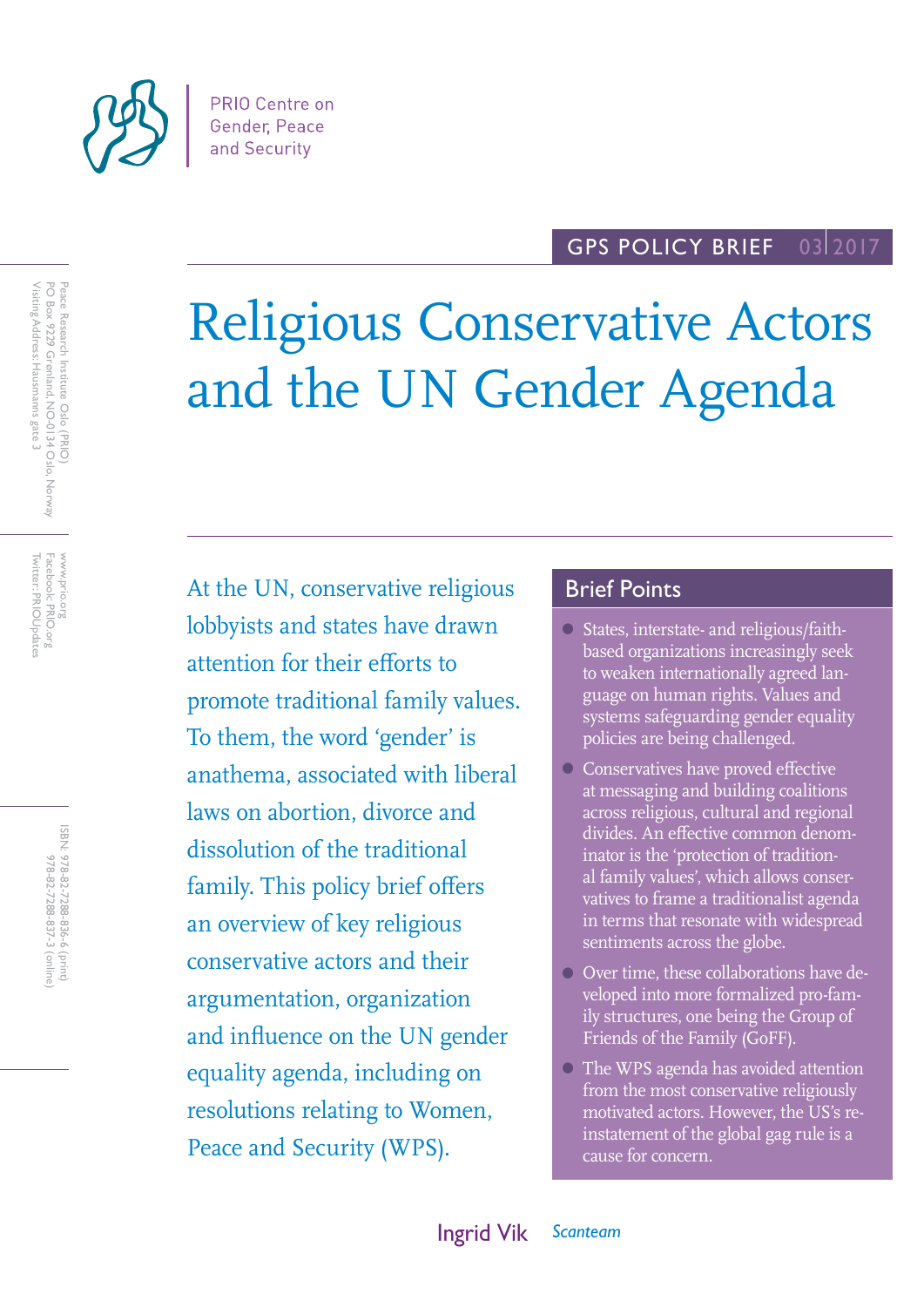PRIO Centre on Gender, Peace and Security

GPS POLICY BRIEF 03 2017

# Religious Conservative Actors and the UN Gender Agenda

Peace Research Institute Oslo (PRIO)
PO Box 9229 Grønland, NO-0134 Oslo, Norway
Visiting Address: Hausmanns gate 3

www.prio.org
Facebook: PRIO.org
Twitter: PRIOUpdates

ISBN: 978-82-7288-836-6 (print)
978-82-7288-837-3 (online)

At the UN, conservative religious lobbyists and states have drawn attention for their efforts to promote traditional family values. To them, the word 'gender' is anathema, associated with liberal laws on abortion, divorce and dissolution of the traditional family. This policy brief offers an overview of key religious conservative actors and their argumentation, organization and influence on the UN gender equality agenda, including on resolutions relating to Women, Peace and Security (WPS).

## Brief Points

- States, interstate- and religious/faith-based organizations increasingly seek to weaken internationally agreed language on human rights. Values and systems safeguarding gender equality policies are being challenged.
- Conservatives have proved effective at messaging and building coalitions across religious, cultural and regional divides. An effective common denominator is the 'protection of traditional family values', which allows conservatives to frame a traditionalist agenda in terms that resonate with widespread sentiments across the globe.
- Over time, these collaborations have developed into more formalized pro-family structures, one being the Group of Friends of the Family (GoFF).
- The WPS agenda has avoided attention from the most conservative religiously motivated actors. However, the US's re-instatement of the global gag rule is a cause for concern.

Ingrid Vik *Scanteam*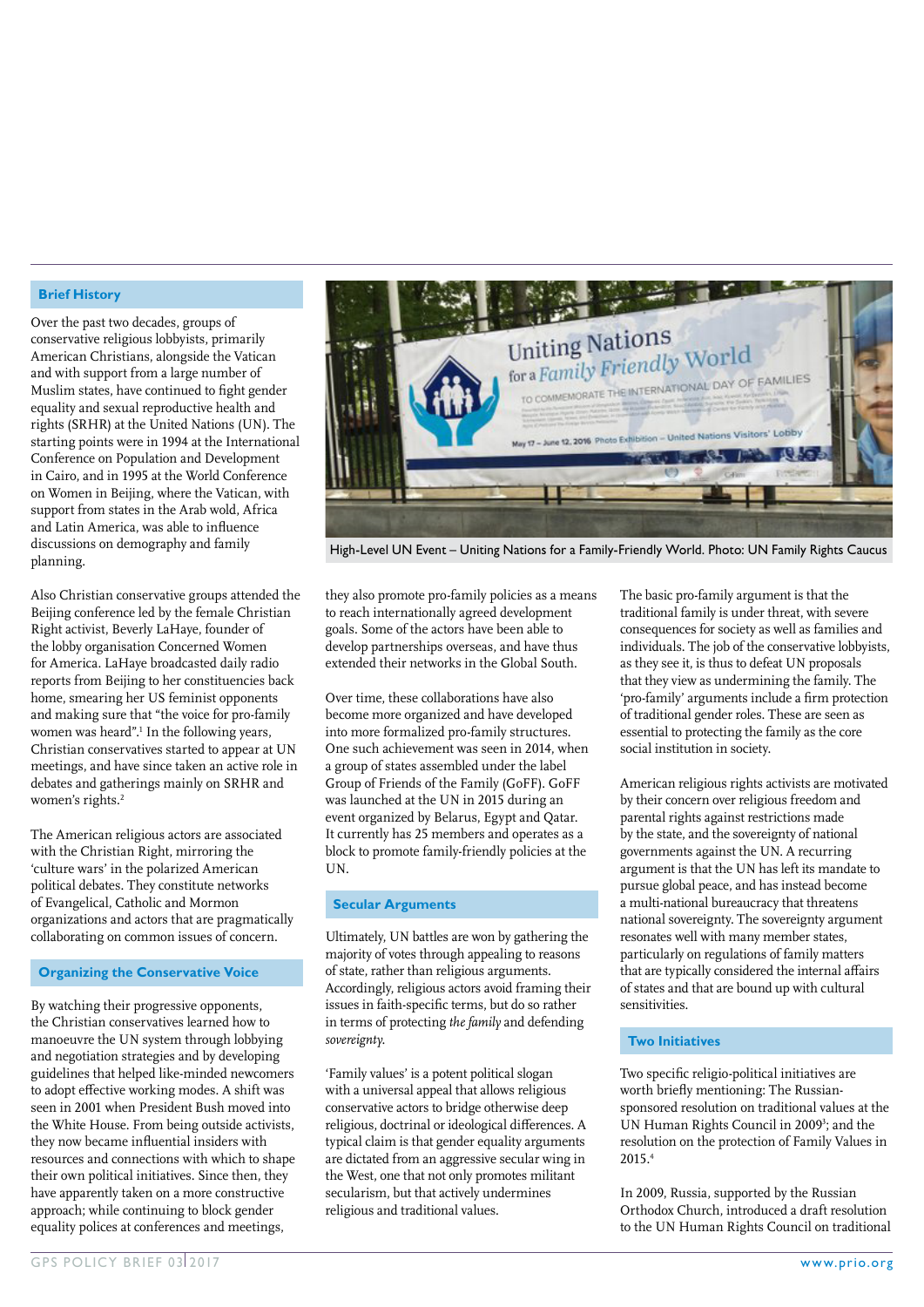## Brief History

Over the past two decades, groups of conservative religious lobbyists, primarily American Christians, alongside the Vatican and with support from a large number of Muslim states, have continued to fight gender equality and sexual reproductive health and rights (SRHR) at the United Nations (UN). The starting points were in 1994 at the International Conference on Population and Development in Cairo, and in 1995 at the World Conference on Women in Beijing, where the Vatican, with support from states in the Arab wold, Africa and Latin America, was able to influence discussions on demography and family planning.

Also Christian conservative groups attended the Beijing conference led by the female Christian Right activist, Beverly LaHaye, founder of the lobby organisation Concerned Women for America. LaHaye broadcasted daily radio reports from Beijing to her constituencies back home, smearing her US feminist opponents and making sure that "the voice for pro-family women was heard".[1] In the following years, Christian conservatives started to appear at UN meetings, and have since taken an active role in debates and gatherings mainly on SRHR and women's rights.[2]

The American religious actors are associated with the Christian Right, mirroring the 'culture wars' in the polarized American political debates. They constitute networks of Evangelical, Catholic and Mormon organizations and actors that are pragmatically collaborating on common issues of concern.

## Organizing the Conservative Voice

By watching their progressive opponents, the Christian conservatives learned how to manoeuvre the UN system through lobbying and negotiation strategies and by developing guidelines that helped like-minded newcomers to adopt effective working modes. A shift was seen in 2001 when President Bush moved into the White House. From being outside activists, they now became influential insiders with resources and connections with which to shape their own political initiatives. Since then, they have apparently taken on a more constructive approach; while continuing to block gender equality polices at conferences and meetings, they also promote pro-family policies as a means to reach internationally agreed development goals. Some of the actors have been able to develop partnerships overseas, and have thus extended their networks in the Global South.

Over time, these collaborations have also become more organized and have developed into more formalized pro-family structures. One such achievement was seen in 2014, when a group of states assembled under the label Group of Friends of the Family (GoFF). GoFF was launched at the UN in 2015 during an event organized by Belarus, Egypt and Qatar. It currently has 25 members and operates as a block to promote family-friendly policies at the UN.

High-Level UN Event – Uniting Nations for a Family-Friendly World. Photo: UN Family Rights Caucus

## Secular Arguments

Ultimately, UN battles are won by gathering the majority of votes through appealing to reasons of state, rather than religious arguments. Accordingly, religious actors avoid framing their issues in faith-specific terms, but do so rather in terms of protecting *the family* and defending *sovereignty*.

'Family values' is a potent political slogan with a universal appeal that allows religious conservative actors to bridge otherwise deep religious, doctrinal or ideological differences. A typical claim is that gender equality arguments are dictated from an aggressive secular wing in the West, one that not only promotes militant secularism, but that actively undermines religious and traditional values.

The basic pro-family argument is that the traditional family is under threat, with severe consequences for society as well as families and individuals. The job of the conservative lobbyists, as they see it, is thus to defeat UN proposals that they view as undermining the family. The 'pro-family' arguments include a firm protection of traditional gender roles. These are seen as essential to protecting the family as the core social institution in society.

American religious rights activists are motivated by their concern over religious freedom and parental rights against restrictions made by the state, and the sovereignty of national governments against the UN. A recurring argument is that the UN has left its mandate to pursue global peace, and has instead become a multi-national bureaucracy that threatens national sovereignty. The sovereignty argument resonates well with many member states, particularly on regulations of family matters that are typically considered the internal affairs of states and that are bound up with cultural sensitivities.

## Two Initiatives

Two specific religio-political initiatives are worth briefly mentioning: The Russian-sponsored resolution on traditional values at the UN Human Rights Council in 2009[3]; and the resolution on the protection of Family Values in 2015.[4]

In 2009, Russia, supported by the Russian Orthodox Church, introduced a draft resolution to the UN Human Rights Council on traditional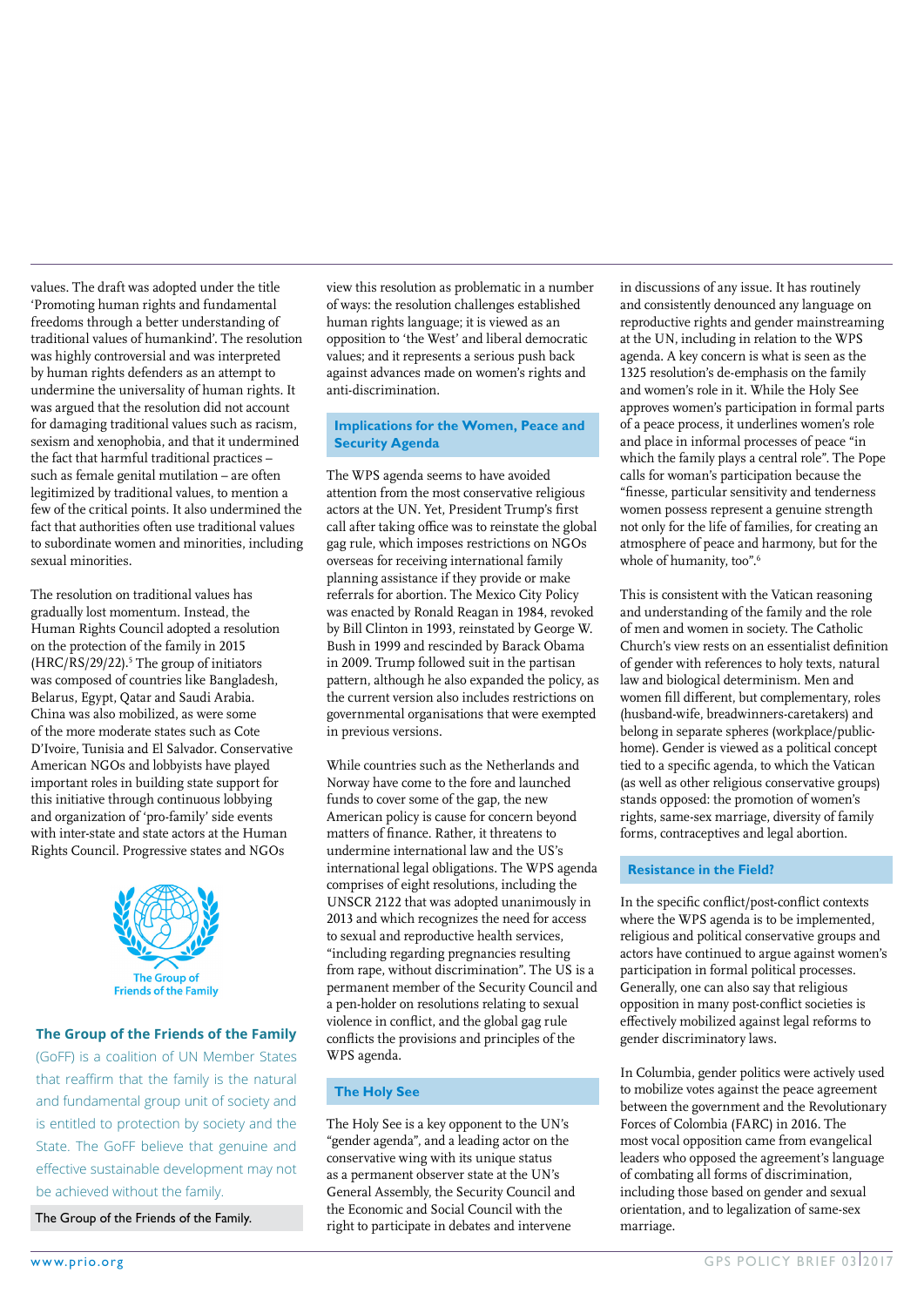values. The draft was adopted under the title 'Promoting human rights and fundamental freedoms through a better understanding of traditional values of humankind'. The resolution was highly controversial and was interpreted by human rights defenders as an attempt to undermine the universality of human rights. It was argued that the resolution did not account for damaging traditional values such as racism, sexism and xenophobia, and that it undermined the fact that harmful traditional practices – such as female genital mutilation – are often legitimized by traditional values, to mention a few of the critical points. It also undermined the fact that authorities often use traditional values to subordinate women and minorities, including sexual minorities.

The resolution on traditional values has gradually lost momentum. Instead, the Human Rights Council adopted a resolution on the protection of the family in 2015 (HRC/RS/29/22).[5] The group of initiators was composed of countries like Bangladesh, Belarus, Egypt, Qatar and Saudi Arabia. China was also mobilized, as were some of the more moderate states such as Cote D'Ivoire, Tunisia and El Salvador. Conservative American NGOs and lobbyists have played important roles in building state support for this initiative through continuous lobbying and organization of 'pro-family' side events with inter-state and state actors at the Human Rights Council. Progressive states and NGOs view this resolution as problematic in a number of ways: the resolution challenges established human rights language; it is viewed as an opposition to 'the West' and liberal democratic values; and it represents a serious push back against advances made on women's rights and anti-discrimination.

The Group of Friends of the Family

**The Group of the Friends of the Family** (GoFF) is a coalition of UN Member States that reaffirm that the family is the natural and fundamental group unit of society and is entitled to protection by society and the State. The GoFF believe that genuine and effective sustainable development may not be achieved without the family.

The Group of the Friends of the Family.

## Implications for the Women, Peace and Security Agenda

The WPS agenda seems to have avoided attention from the most conservative religious actors at the UN. Yet, President Trump's first call after taking office was to reinstate the global gag rule, which imposes restrictions on NGOs overseas for receiving international family planning assistance if they provide or make referrals for abortion. The Mexico City Policy was enacted by Ronald Reagan in 1984, revoked by Bill Clinton in 1993, reinstated by George W. Bush in 1999 and rescinded by Barack Obama in 2009. Trump followed suit in the partisan pattern, although he also expanded the policy, as the current version also includes restrictions on governmental organisations that were exempted in previous versions.

While countries such as the Netherlands and Norway have come to the fore and launched funds to cover some of the gap, the new American policy is cause for concern beyond matters of finance. Rather, it threatens to undermine international law and the US's international legal obligations. The WPS agenda comprises of eight resolutions, including the UNSCR 2122 that was adopted unanimously in 2013 and which recognizes the need for access to sexual and reproductive health services, "including regarding pregnancies resulting from rape, without discrimination". The US is a permanent member of the Security Council and a pen-holder on resolutions relating to sexual violence in conflict, and the global gag rule conflicts the provisions and principles of the WPS agenda.

## The Holy See

The Holy See is a key opponent to the UN's "gender agenda", and a leading actor on the conservative wing with its unique status as a permanent observer state at the UN's General Assembly, the Security Council and the Economic and Social Council with the right to participate in debates and intervene in discussions of any issue. It has routinely and consistently denounced any language on reproductive rights and gender mainstreaming at the UN, including in relation to the WPS agenda. A key concern is what is seen as the 1325 resolution's de-emphasis on the family and women's role in it. While the Holy See approves women's participation in formal parts of a peace process, it underlines women's role and place in informal processes of peace "in which the family plays a central role". The Pope calls for woman's participation because the "finesse, particular sensitivity and tenderness women possess represent a genuine strength not only for the life of families, for creating an atmosphere of peace and harmony, but for the whole of humanity, too".[6]

This is consistent with the Vatican reasoning and understanding of the family and the role of men and women in society. The Catholic Church's view rests on an essentialist definition of gender with references to holy texts, natural law and biological determinism. Men and women fill different, but complementary, roles (husband-wife, breadwinners-caretakers) and belong in separate spheres (workplace/public-home). Gender is viewed as a political concept tied to a specific agenda, to which the Vatican (as well as other religious conservative groups) stands opposed: the promotion of women's rights, same-sex marriage, diversity of family forms, contraceptives and legal abortion.

## Resistance in the Field?

In the specific conflict/post-conflict contexts where the WPS agenda is to be implemented, religious and political conservative groups and actors have continued to argue against women's participation in formal political processes. Generally, one can also say that religious opposition in many post-conflict societies is effectively mobilized against legal reforms to gender discriminatory laws.

In Columbia, gender politics were actively used to mobilize votes against the peace agreement between the government and the Revolutionary Forces of Colombia (FARC) in 2016. The most vocal opposition came from evangelical leaders who opposed the agreement's language of combating all forms of discrimination, including those based on gender and sexual orientation, and to legalization of same-sex marriage.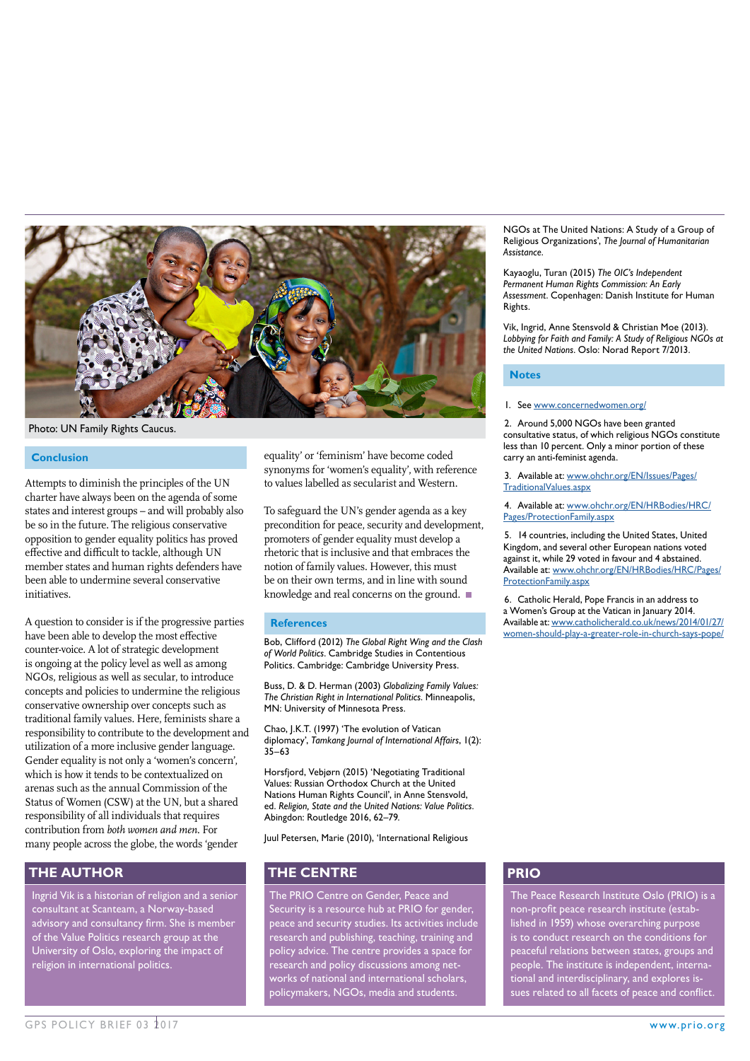Photo: UN Family Rights Caucus.

## Conclusion

Attempts to diminish the principles of the UN charter have always been on the agenda of some states and interest groups – and will probably also be so in the future. The religious conservative opposition to gender equality politics has proved effective and difficult to tackle, although UN member states and human rights defenders have been able to undermine several conservative initiatives.

A question to consider is if the progressive parties have been able to develop the most effective counter-voice. A lot of strategic development is ongoing at the policy level as well as among NGOs, religious as well as secular, to introduce concepts and policies to undermine the religious conservative ownership over concepts such as traditional family values. Here, feminists share a responsibility to contribute to the development and utilization of a more inclusive gender language. Gender equality is not only a 'women's concern', which is how it tends to be contextualized on arenas such as the annual Commission of the Status of Women (CSW) at the UN, but a shared responsibility of all individuals that requires contribution from *both women and men*. For many people across the globe, the words 'gender equality' or 'feminism' have become coded synonyms for 'women's equality', with reference to values labelled as secularist and Western.

To safeguard the UN's gender agenda as a key precondition for peace, security and development, promoters of gender equality must develop a rhetoric that is inclusive and that embraces the notion of family values. However, this must be on their own terms, and in line with sound knowledge and real concerns on the ground. ■

## References

Bob, Clifford (2012) *The Global Right Wing and the Clash of World Politics*. Cambridge Studies in Contentious Politics. Cambridge: Cambridge University Press.

Buss, D. & D. Herman (2003) *Globalizing Family Values: The Christian Right in International Politics*. Minneapolis, MN: University of Minnesota Press.

Chao, J.K.T. (1997) 'The evolution of Vatican diplomacy', *Tamkang Journal of International Affairs*, 1(2): 35–63

Horsfjord, Vebjørn (2015) 'Negotiating Traditional Values: Russian Orthodox Church at the United Nations Human Rights Council', in Anne Stensvold, ed. *Religion, State and the United Nations: Value Politics*. Abingdon: Routledge 2016, 62–79.

Juul Petersen, Marie (2010), 'International Religious NGOs at The United Nations: A Study of a Group of Religious Organizations', *The Journal of Humanitarian Assistance*.

Kayaoglu, Turan (2015) *The OIC's Independent Permanent Human Rights Commission: An Early Assessment*. Copenhagen: Danish Institute for Human Rights.

Vik, Ingrid, Anne Stensvold & Christian Moe (2013). *Lobbying for Faith and Family: A Study of Religious NGOs at the United Nations*. Oslo: Norad Report 7/2013.

## Notes

1. See www.concernedwomen.org/

2. Around 5,000 NGOs have been granted consultative status, of which religious NGOs constitute less than 10 percent. Only a minor portion of these carry an anti-feminist agenda.

3. Available at: www.ohchr.org/EN/Issues/Pages/TraditionalValues.aspx

4. Available at: www.ohchr.org/EN/HRBodies/HRC/Pages/ProtectionFamily.aspx

5. 14 countries, including the United States, United Kingdom, and several other European nations voted against it, while 29 voted in favour and 4 abstained. Available at: www.ohchr.org/EN/HRBodies/HRC/Pages/ProtectionFamily.aspx

6. Catholic Herald, Pope Francis in an address to a Women's Group at the Vatican in January 2014. Available at: www.catholicherald.co.uk/news/2014/01/27/women-should-play-a-greater-role-in-church-says-pope/

## THE AUTHOR

Ingrid Vik is a historian of religion and a senior consultant at Scanteam, a Norway-based advisory and consultancy firm. She is member of the Value Politics research group at the University of Oslo, exploring the impact of religion in international politics.

## THE CENTRE

The PRIO Centre on Gender, Peace and Security is a resource hub at PRIO for gender, peace and security studies. Its activities include research and publishing, teaching, training and policy advice. The centre provides a space for research and policy discussions among networks of national and international scholars, policymakers, NGOs, media and students.

## PRIO

The Peace Research Institute Oslo (PRIO) is a non-profit peace research institute (established in 1959) whose overarching purpose is to conduct research on the conditions for peaceful relations between states, groups and people. The institute is independent, international and interdisciplinary, and explores issues related to all facets of peace and conflict.